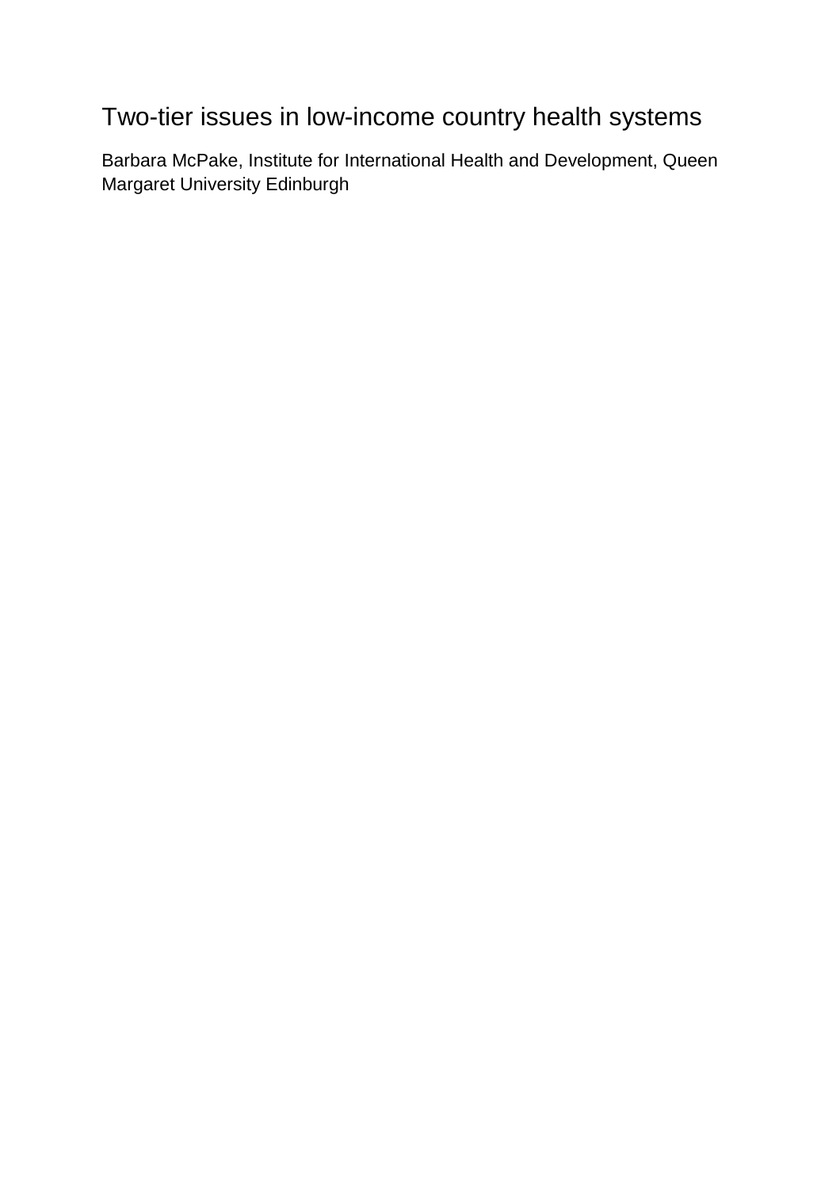# Two-tier issues in low-income country health systems

Barbara McPake, Institute for International Health and Development, Queen Margaret University Edinburgh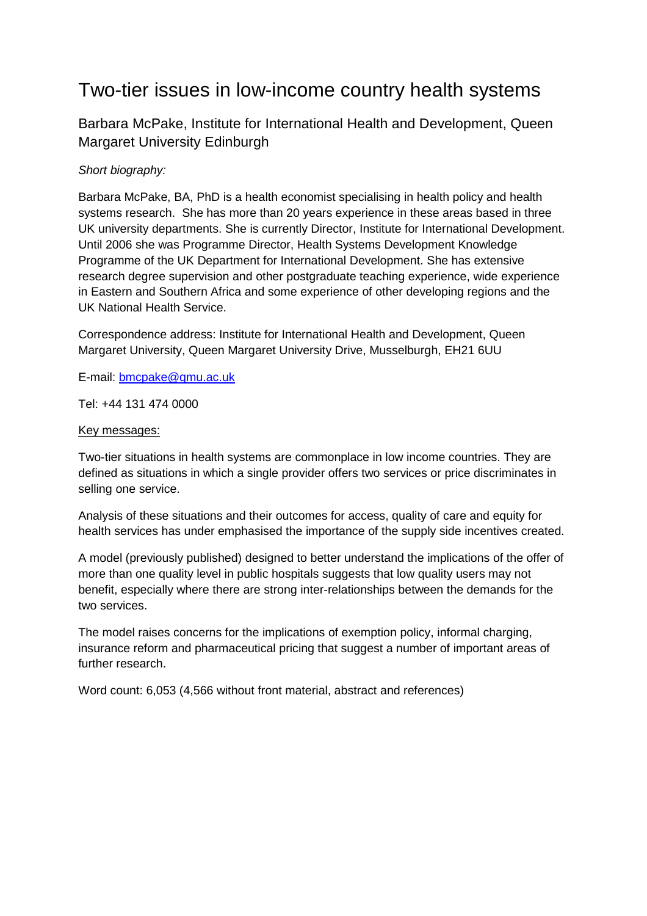# Two-tier issues in low-income country health systems

## Barbara McPake, Institute for International Health and Development, Queen Margaret University Edinburgh

*Short biography:*

Barbara McPake, BA, PhD is a health economist specialising in health policy and health systems research. She has more than 20 years experience in these areas based in three UK university departments. She is currently Director, Institute for International Development. Until 2006 she was Programme Director, Health Systems Development Knowledge Programme of the UK Department for International Development. She has extensive research degree supervision and other postgraduate teaching experience, wide experience in Eastern and Southern Africa and some experience of other developing regions and the UK National Health Service.

Correspondence address: Institute for International Health and Development, Queen Margaret University, Queen Margaret University Drive, Musselburgh, EH21 6UU

E-mail: [bmcpake@qmu.ac.uk](mailto:bmcpake@qmu.ac.uk)

Tel: +44 131 474 0000

<u>Key messages:</u>

Two-tier situations in health systems are commonplace in low income countries. They are defined as situations in which a single provider offers two services or price discriminates in selling one service.

Analysis of these situations and their outcomes for access, quality of care and equity for health services has under emphasised the importance of the supply side incentives created.

A model (previously published) designed to better understand the implications of the offer of more than one quality level in public hospitals suggests that low quality users may not benefit, especially where there are strong inter-relationships between the demands for the two services.

The model raises concerns for the implications of exemption policy, informal charging, insurance reform and pharmaceutical pricing that suggest a number of important areas of further research.

Word count: 6,053 (4,566 without front material, abstract and references)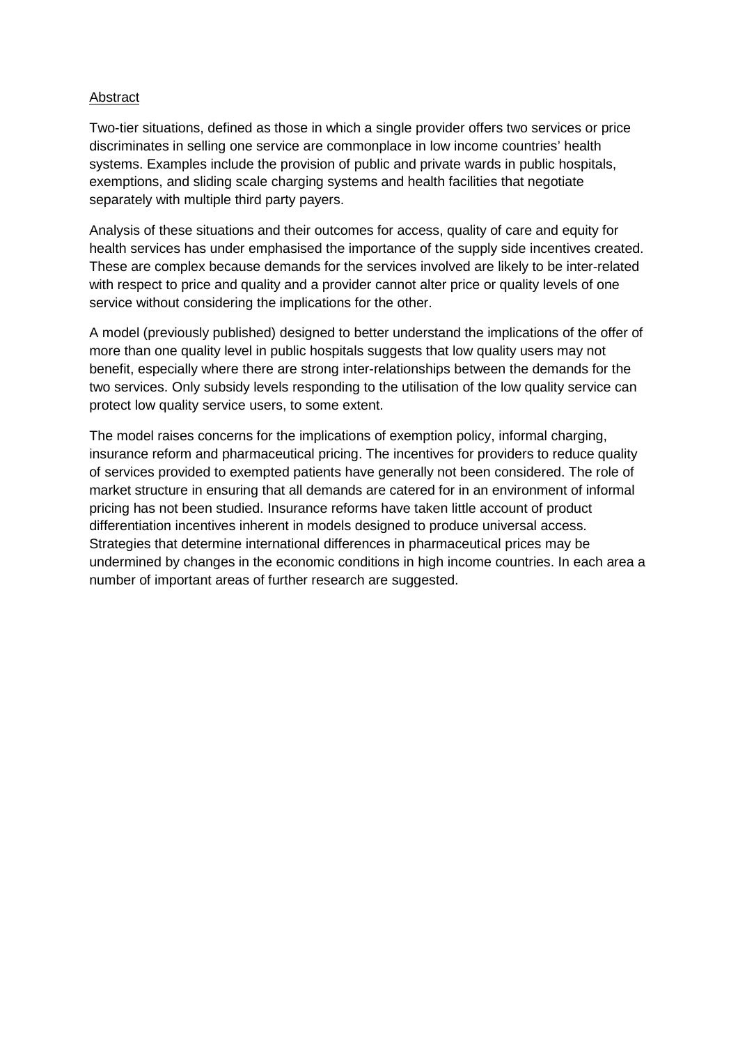## Abstract

Two-tier situations, defined as those in which a single provider offers two services or price discriminates in selling one service are commonplace in low income countries' health systems. Examples include the provision of public and private wards in public hospitals, exemptions, and sliding scale charging systems and health facilities that negotiate separately with multiple third party payers.

Analysis of these situations and their outcomes for access, quality of care and equity for health services has under emphasised the importance of the supply side incentives created. These are complex because demands for the services involved are likely to be inter-related with respect to price and quality and a provider cannot alter price or quality levels of one service without considering the implications for the other.

A model (previously published) designed to better understand the implications of the offer of more than one quality level in public hospitals suggests that low quality users may not benefit, especially where there are strong inter-relationships between the demands for the two services. Only subsidy levels responding to the utilisation of the low quality service can protect low quality service users, to some extent.

The model raises concerns for the implications of exemption policy, informal charging, insurance reform and pharmaceutical pricing. The incentives for providers to reduce quality of services provided to exempted patients have generally not been considered. The role of market structure in ensuring that all demands are catered for in an environment of informal pricing has not been studied. Insurance reforms have taken little account of product differentiation incentives inherent in models designed to produce universal access. Strategies that determine international differences in pharmaceutical prices may be undermined by changes in the economic conditions in high income countries. In each area a number of important areas of further research are suggested.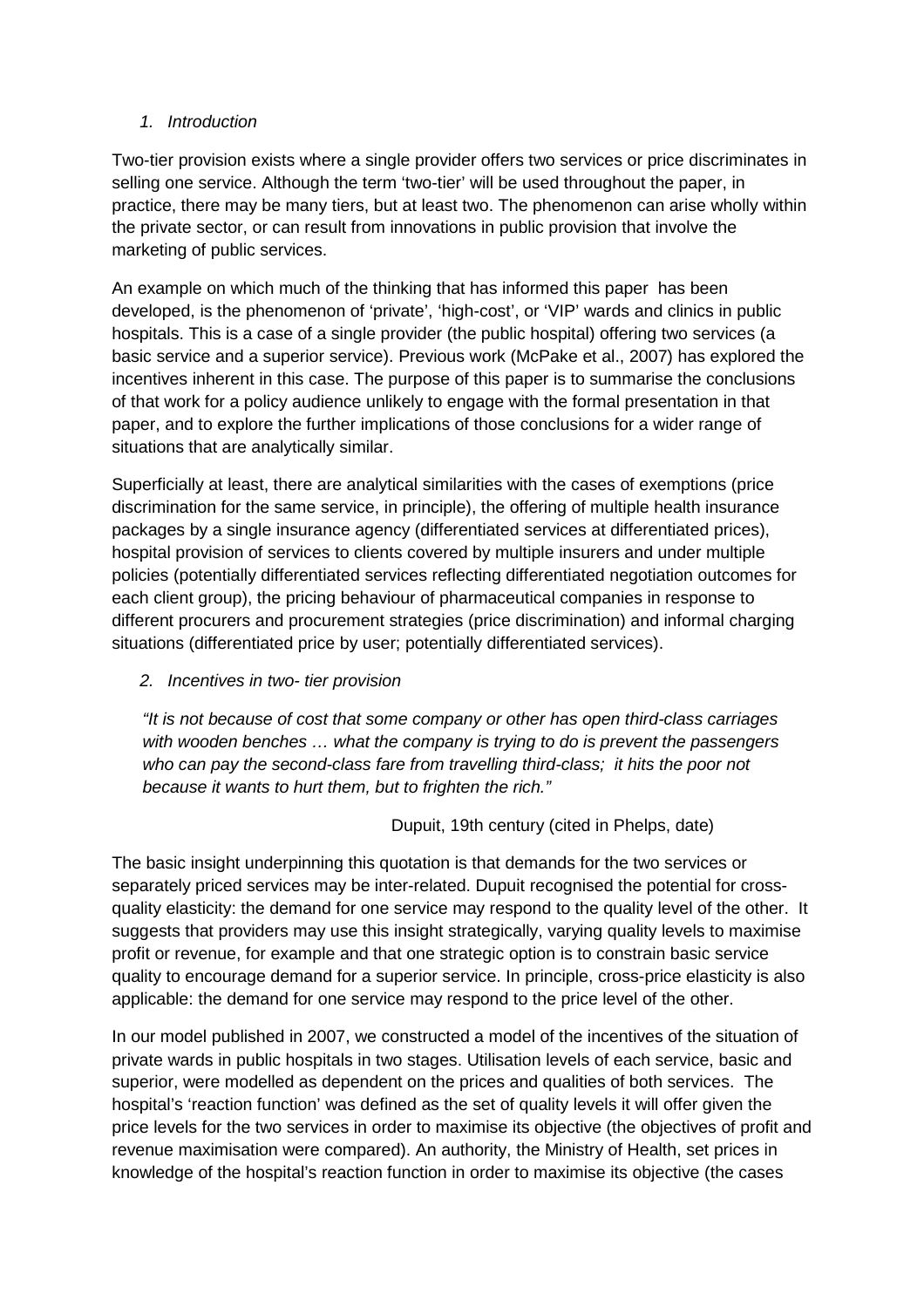## *1. Introduction*

Two-tier provision exists where a single provider offers two services or price discriminates in selling one service. Although the term 'two-tier' will be used throughout the paper, in practice, there may be many tiers, but at least two. The phenomenon can arise wholly within the private sector, or can result from innovations in public provision that involve the marketing of public services.

An example on which much of the thinking that has informed this paper has been developed, is the phenomenon of 'private', 'high-cost', or 'VIP' wards and clinics in public hospitals. This is a case of a single provider (the public hospital) offering two services (a basic service and a superior service). Previous work (McPake et al., 2007) has explored the incentives inherent in this case. The purpose of this paper is to summarise the conclusions of that work for a policy audience unlikely to engage with the formal presentation in that paper, and to explore the further implications of those conclusions for a wider range of situations that are analytically similar.

Superficially at least, there are analytical similarities with the cases of exemptions (price discrimination for the same service, in principle), the offering of multiple health insurance packages by a single insurance agency (differentiated services at differentiated prices), hospital provision of services to clients covered by multiple insurers and under multiple policies (potentially differentiated services reflecting differentiated negotiation outcomes for each client group), the pricing behaviour of pharmaceutical companies in response to different procurers and procurement strategies (price discrimination) and informal charging situations (differentiated price by user; potentially differentiated services).

## *2. Incentives in two- tier provision*

> *"It is not because of cost that some company or other has open third-class carriages with wooden benches … what the company is trying to do is prevent the passengers who can pay the second-class fare from travelling third-class; it hits the poor not because it wants to hurt them, but to frighten the rich."*
>
> Dupuit, 19th century (cited in Phelps, date)

The basic insight underpinning this quotation is that demands for the two services or separately priced services may be inter-related. Dupuit recognised the potential for cross-quality elasticity: the demand for one service may respond to the quality level of the other. It suggests that providers may use this insight strategically, varying quality levels to maximise profit or revenue, for example and that one strategic option is to constrain basic service quality to encourage demand for a superior service. In principle, cross-price elasticity is also applicable: the demand for one service may respond to the price level of the other.

In our model published in 2007, we constructed a model of the incentives of the situation of private wards in public hospitals in two stages. Utilisation levels of each service, basic and superior, were modelled as dependent on the prices and qualities of both services. The hospital's 'reaction function' was defined as the set of quality levels it will offer given the price levels for the two services in order to maximise its objective (the objectives of profit and revenue maximisation were compared). An authority, the Ministry of Health, set prices in knowledge of the hospital's reaction function in order to maximise its objective (the cases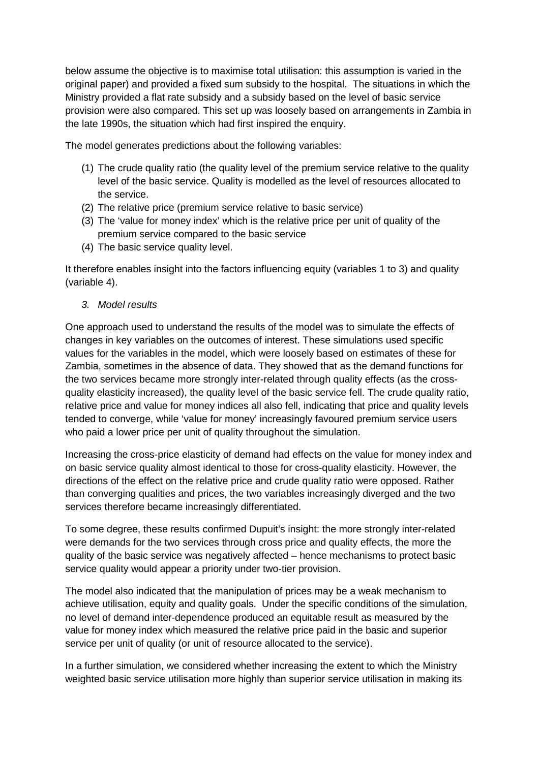below assume the objective is to maximise total utilisation: this assumption is varied in the original paper) and provided a fixed sum subsidy to the hospital. The situations in which the Ministry provided a flat rate subsidy and a subsidy based on the level of basic service provision were also compared. This set up was loosely based on arrangements in Zambia in the late 1990s, the situation which had first inspired the enquiry.

The model generates predictions about the following variables:

(1) The crude quality ratio (the quality level of the premium service relative to the quality level of the basic service. Quality is modelled as the level of resources allocated to the service.
(2) The relative price (premium service relative to basic service)
(3) The 'value for money index' which is the relative price per unit of quality of the premium service compared to the basic service
(4) The basic service quality level.

It therefore enables insight into the factors influencing equity (variables 1 to 3) and quality (variable 4).

## *3. Model results*

One approach used to understand the results of the model was to simulate the effects of changes in key variables on the outcomes of interest. These simulations used specific values for the variables in the model, which were loosely based on estimates of these for Zambia, sometimes in the absence of data. They showed that as the demand functions for the two services became more strongly inter-related through quality effects (as the cross-quality elasticity increased), the quality level of the basic service fell. The crude quality ratio, relative price and value for money indices all also fell, indicating that price and quality levels tended to converge, while 'value for money' increasingly favoured premium service users who paid a lower price per unit of quality throughout the simulation.

Increasing the cross-price elasticity of demand had effects on the value for money index and on basic service quality almost identical to those for cross-quality elasticity. However, the directions of the effect on the relative price and crude quality ratio were opposed. Rather than converging qualities and prices, the two variables increasingly diverged and the two services therefore became increasingly differentiated.

To some degree, these results confirmed Dupuit's insight: the more strongly inter-related were demands for the two services through cross price and quality effects, the more the quality of the basic service was negatively affected – hence mechanisms to protect basic service quality would appear a priority under two-tier provision.

The model also indicated that the manipulation of prices may be a weak mechanism to achieve utilisation, equity and quality goals. Under the specific conditions of the simulation, no level of demand inter-dependence produced an equitable result as measured by the value for money index which measured the relative price paid in the basic and superior service per unit of quality (or unit of resource allocated to the service).

In a further simulation, we considered whether increasing the extent to which the Ministry weighted basic service utilisation more highly than superior service utilisation in making its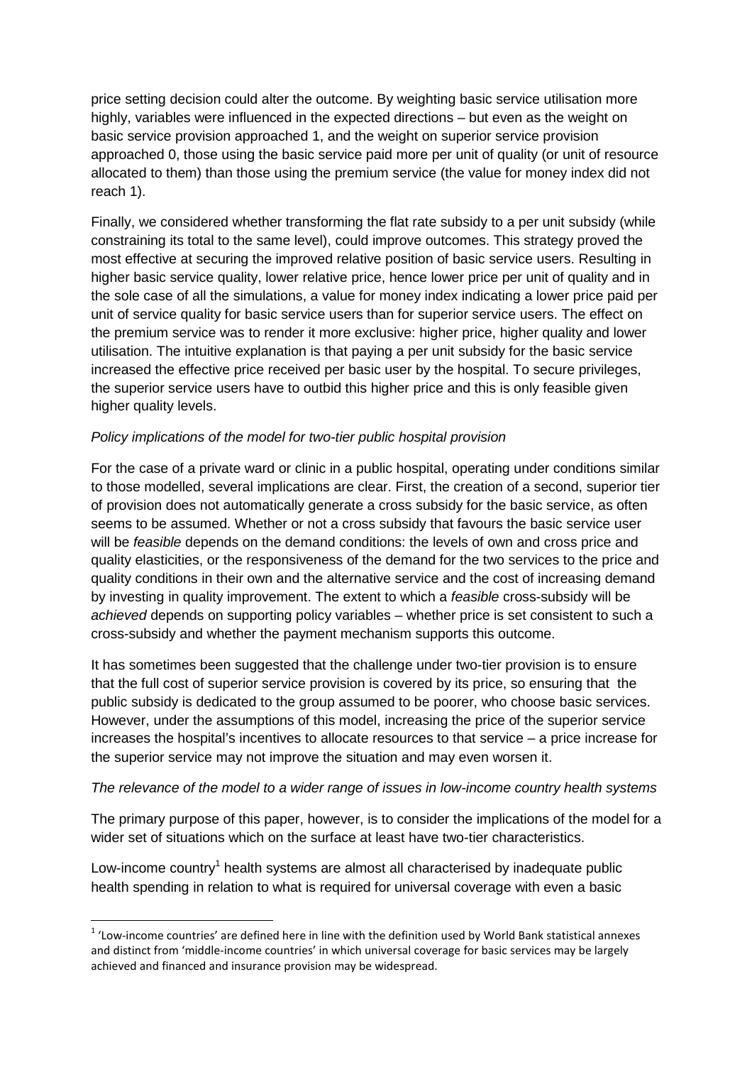price setting decision could alter the outcome. By weighting basic service utilisation more highly, variables were influenced in the expected directions – but even as the weight on basic service provision approached 1, and the weight on superior service provision approached 0, those using the basic service paid more per unit of quality (or unit of resource allocated to them) than those using the premium service (the value for money index did not reach 1).

Finally, we considered whether transforming the flat rate subsidy to a per unit subsidy (while constraining its total to the same level), could improve outcomes. This strategy proved the most effective at securing the improved relative position of basic service users. Resulting in higher basic service quality, lower relative price, hence lower price per unit of quality and in the sole case of all the simulations, a value for money index indicating a lower price paid per unit of service quality for basic service users than for superior service users. The effect on the premium service was to render it more exclusive: higher price, higher quality and lower utilisation. The intuitive explanation is that paying a per unit subsidy for the basic service increased the effective price received per basic user by the hospital. To secure privileges, the superior service users have to outbid this higher price and this is only feasible given higher quality levels.

*Policy implications of the model for two-tier public hospital provision*

For the case of a private ward or clinic in a public hospital, operating under conditions similar to those modelled, several implications are clear. First, the creation of a second, superior tier of provision does not automatically generate a cross subsidy for the basic service, as often seems to be assumed. Whether or not a cross subsidy that favours the basic service user will be *feasible* depends on the demand conditions: the levels of own and cross price and quality elasticities, or the responsiveness of the demand for the two services to the price and quality conditions in their own and the alternative service and the cost of increasing demand by investing in quality improvement. The extent to which a *feasible* cross-subsidy will be *achieved* depends on supporting policy variables – whether price is set consistent to such a cross-subsidy and whether the payment mechanism supports this outcome.

It has sometimes been suggested that the challenge under two-tier provision is to ensure that the full cost of superior service provision is covered by its price, so ensuring that the public subsidy is dedicated to the group assumed to be poorer, who choose basic services. However, under the assumptions of this model, increasing the price of the superior service increases the hospital's incentives to allocate resources to that service – a price increase for the superior service may not improve the situation and may even worsen it.

*The relevance of the model to a wider range of issues in low-income country health systems*

The primary purpose of this paper, however, is to consider the implications of the model for a wider set of situations which on the surface at least have two-tier characteristics.

Low-income country[1] health systems are almost all characterised by inadequate public health spending in relation to what is required for universal coverage with even a basic

[1] 'Low-income countries' are defined here in line with the definition used by World Bank statistical annexes and distinct from 'middle-income countries' in which universal coverage for basic services may be largely achieved and financed and insurance provision may be widespread.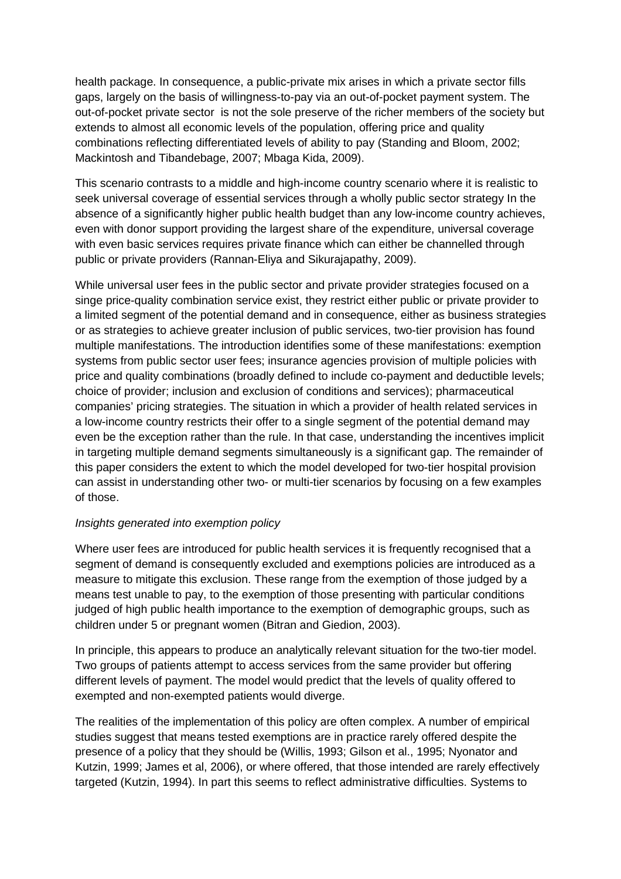health package. In consequence, a public-private mix arises in which a private sector fills gaps, largely on the basis of willingness-to-pay via an out-of-pocket payment system. The out-of-pocket private sector is not the sole preserve of the richer members of the society but extends to almost all economic levels of the population, offering price and quality combinations reflecting differentiated levels of ability to pay (Standing and Bloom, 2002; Mackintosh and Tibandebage, 2007; Mbaga Kida, 2009).

This scenario contrasts to a middle and high-income country scenario where it is realistic to seek universal coverage of essential services through a wholly public sector strategy In the absence of a significantly higher public health budget than any low-income country achieves, even with donor support providing the largest share of the expenditure, universal coverage with even basic services requires private finance which can either be channelled through public or private providers (Rannan-Eliya and Sikurajapathy, 2009).

While universal user fees in the public sector and private provider strategies focused on a singe price-quality combination service exist, they restrict either public or private provider to a limited segment of the potential demand and in consequence, either as business strategies or as strategies to achieve greater inclusion of public services, two-tier provision has found multiple manifestations. The introduction identifies some of these manifestations: exemption systems from public sector user fees; insurance agencies provision of multiple policies with price and quality combinations (broadly defined to include co-payment and deductible levels; choice of provider; inclusion and exclusion of conditions and services); pharmaceutical companies' pricing strategies. The situation in which a provider of health related services in a low-income country restricts their offer to a single segment of the potential demand may even be the exception rather than the rule. In that case, understanding the incentives implicit in targeting multiple demand segments simultaneously is a significant gap. The remainder of this paper considers the extent to which the model developed for two-tier hospital provision can assist in understanding other two- or multi-tier scenarios by focusing on a few examples of those.

*Insights generated into exemption policy*

Where user fees are introduced for public health services it is frequently recognised that a segment of demand is consequently excluded and exemptions policies are introduced as a measure to mitigate this exclusion. These range from the exemption of those judged by a means test unable to pay, to the exemption of those presenting with particular conditions judged of high public health importance to the exemption of demographic groups, such as children under 5 or pregnant women (Bitran and Giedion, 2003).

In principle, this appears to produce an analytically relevant situation for the two-tier model. Two groups of patients attempt to access services from the same provider but offering different levels of payment. The model would predict that the levels of quality offered to exempted and non-exempted patients would diverge.

The realities of the implementation of this policy are often complex. A number of empirical studies suggest that means tested exemptions are in practice rarely offered despite the presence of a policy that they should be (Willis, 1993; Gilson et al., 1995; Nyonator and Kutzin, 1999; James et al, 2006), or where offered, that those intended are rarely effectively targeted (Kutzin, 1994). In part this seems to reflect administrative difficulties. Systems to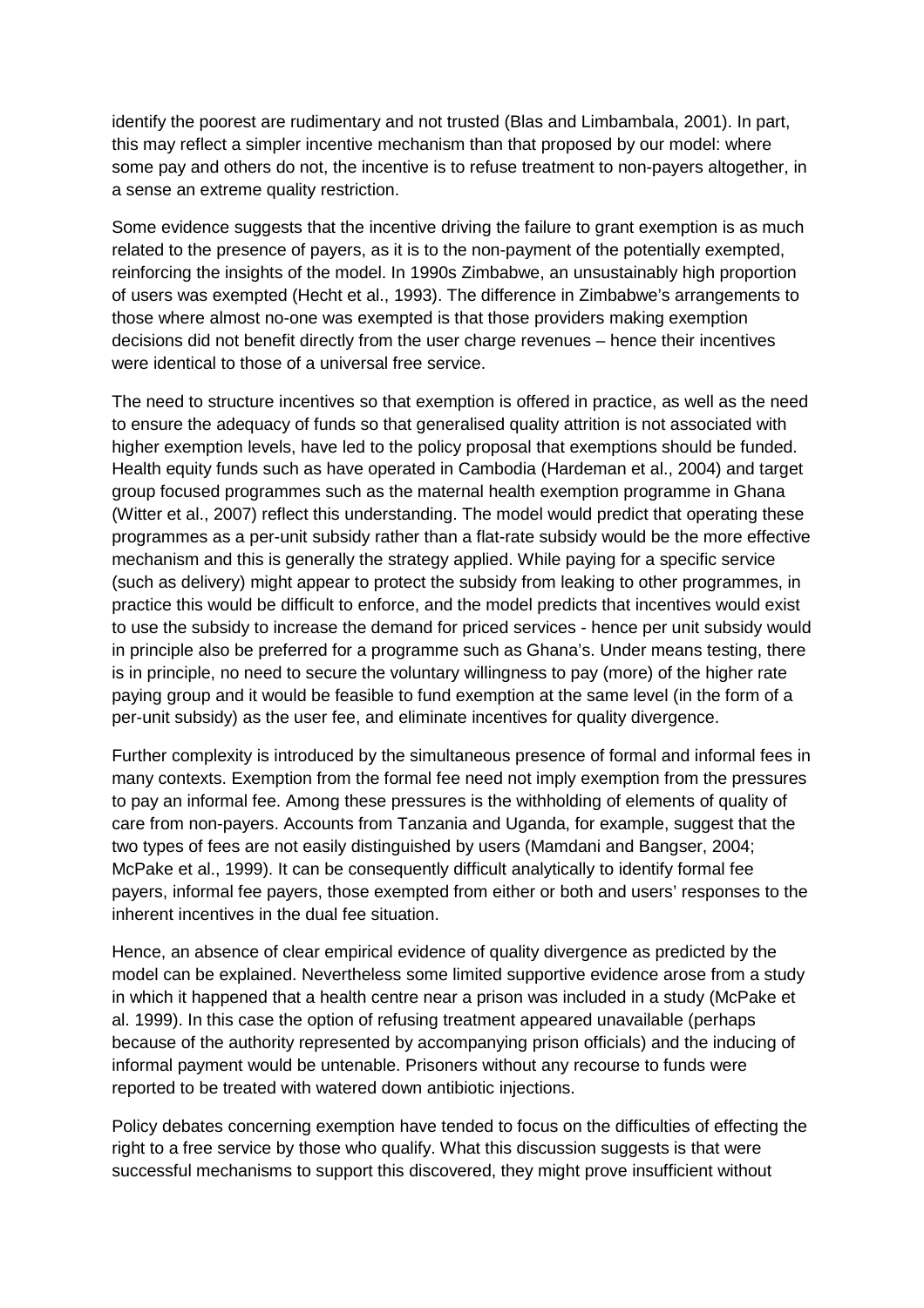identify the poorest are rudimentary and not trusted (Blas and Limbambala, 2001). In part, this may reflect a simpler incentive mechanism than that proposed by our model: where some pay and others do not, the incentive is to refuse treatment to non-payers altogether, in a sense an extreme quality restriction.

Some evidence suggests that the incentive driving the failure to grant exemption is as much related to the presence of payers, as it is to the non-payment of the potentially exempted, reinforcing the insights of the model. In 1990s Zimbabwe, an unsustainably high proportion of users was exempted (Hecht et al., 1993). The difference in Zimbabwe's arrangements to those where almost no-one was exempted is that those providers making exemption decisions did not benefit directly from the user charge revenues – hence their incentives were identical to those of a universal free service.

The need to structure incentives so that exemption is offered in practice, as well as the need to ensure the adequacy of funds so that generalised quality attrition is not associated with higher exemption levels, have led to the policy proposal that exemptions should be funded. Health equity funds such as have operated in Cambodia (Hardeman et al., 2004) and target group focused programmes such as the maternal health exemption programme in Ghana (Witter et al., 2007) reflect this understanding. The model would predict that operating these programmes as a per-unit subsidy rather than a flat-rate subsidy would be the more effective mechanism and this is generally the strategy applied. While paying for a specific service (such as delivery) might appear to protect the subsidy from leaking to other programmes, in practice this would be difficult to enforce, and the model predicts that incentives would exist to use the subsidy to increase the demand for priced services - hence per unit subsidy would in principle also be preferred for a programme such as Ghana's. Under means testing, there is in principle, no need to secure the voluntary willingness to pay (more) of the higher rate paying group and it would be feasible to fund exemption at the same level (in the form of a per-unit subsidy) as the user fee, and eliminate incentives for quality divergence.

Further complexity is introduced by the simultaneous presence of formal and informal fees in many contexts. Exemption from the formal fee need not imply exemption from the pressures to pay an informal fee. Among these pressures is the withholding of elements of quality of care from non-payers. Accounts from Tanzania and Uganda, for example, suggest that the two types of fees are not easily distinguished by users (Mamdani and Bangser, 2004; McPake et al., 1999). It can be consequently difficult analytically to identify formal fee payers, informal fee payers, those exempted from either or both and users' responses to the inherent incentives in the dual fee situation.

Hence, an absence of clear empirical evidence of quality divergence as predicted by the model can be explained. Nevertheless some limited supportive evidence arose from a study in which it happened that a health centre near a prison was included in a study (McPake et al. 1999). In this case the option of refusing treatment appeared unavailable (perhaps because of the authority represented by accompanying prison officials) and the inducing of informal payment would be untenable. Prisoners without any recourse to funds were reported to be treated with watered down antibiotic injections.

Policy debates concerning exemption have tended to focus on the difficulties of effecting the right to a free service by those who qualify. What this discussion suggests is that were successful mechanisms to support this discovered, they might prove insufficient without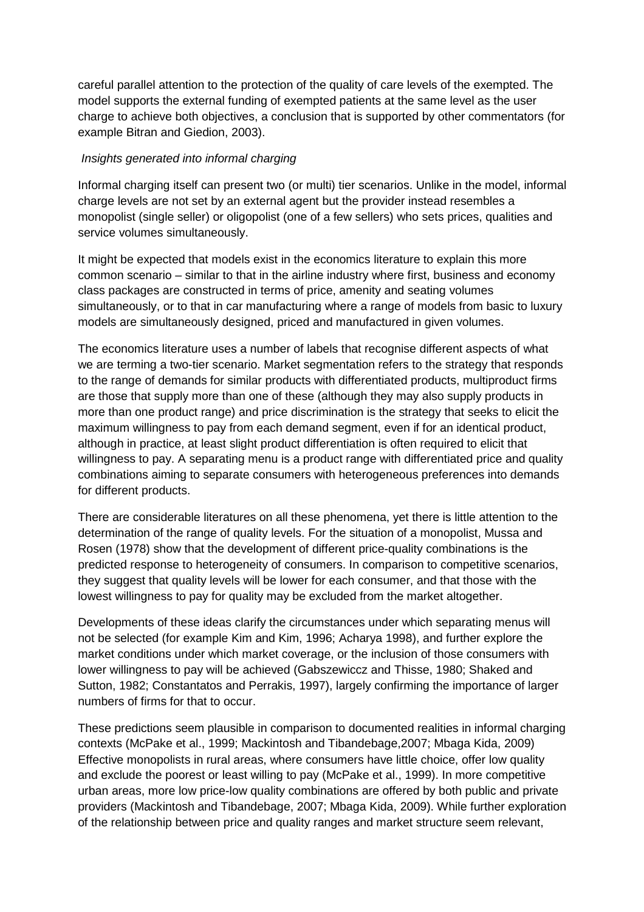careful parallel attention to the protection of the quality of care levels of the exempted. The model supports the external funding of exempted patients at the same level as the user charge to achieve both objectives, a conclusion that is supported by other commentators (for example Bitran and Giedion, 2003).

*Insights generated into informal charging*

Informal charging itself can present two (or multi) tier scenarios. Unlike in the model, informal charge levels are not set by an external agent but the provider instead resembles a monopolist (single seller) or oligopolist (one of a few sellers) who sets prices, qualities and service volumes simultaneously.

It might be expected that models exist in the economics literature to explain this more common scenario – similar to that in the airline industry where first, business and economy class packages are constructed in terms of price, amenity and seating volumes simultaneously, or to that in car manufacturing where a range of models from basic to luxury models are simultaneously designed, priced and manufactured in given volumes.

The economics literature uses a number of labels that recognise different aspects of what we are terming a two-tier scenario. Market segmentation refers to the strategy that responds to the range of demands for similar products with differentiated products, multiproduct firms are those that supply more than one of these (although they may also supply products in more than one product range) and price discrimination is the strategy that seeks to elicit the maximum willingness to pay from each demand segment, even if for an identical product, although in practice, at least slight product differentiation is often required to elicit that willingness to pay. A separating menu is a product range with differentiated price and quality combinations aiming to separate consumers with heterogeneous preferences into demands for different products.

There are considerable literatures on all these phenomena, yet there is little attention to the determination of the range of quality levels. For the situation of a monopolist, Mussa and Rosen (1978) show that the development of different price-quality combinations is the predicted response to heterogeneity of consumers. In comparison to competitive scenarios, they suggest that quality levels will be lower for each consumer, and that those with the lowest willingness to pay for quality may be excluded from the market altogether.

Developments of these ideas clarify the circumstances under which separating menus will not be selected (for example Kim and Kim, 1996; Acharya 1998), and further explore the market conditions under which market coverage, or the inclusion of those consumers with lower willingness to pay will be achieved (Gabszewiccz and Thisse, 1980; Shaked and Sutton, 1982; Constantatos and Perrakis, 1997), largely confirming the importance of larger numbers of firms for that to occur.

These predictions seem plausible in comparison to documented realities in informal charging contexts (McPake et al., 1999; Mackintosh and Tibandebage,2007; Mbaga Kida, 2009) Effective monopolists in rural areas, where consumers have little choice, offer low quality and exclude the poorest or least willing to pay (McPake et al., 1999). In more competitive urban areas, more low price-low quality combinations are offered by both public and private providers (Mackintosh and Tibandebage, 2007; Mbaga Kida, 2009). While further exploration of the relationship between price and quality ranges and market structure seem relevant,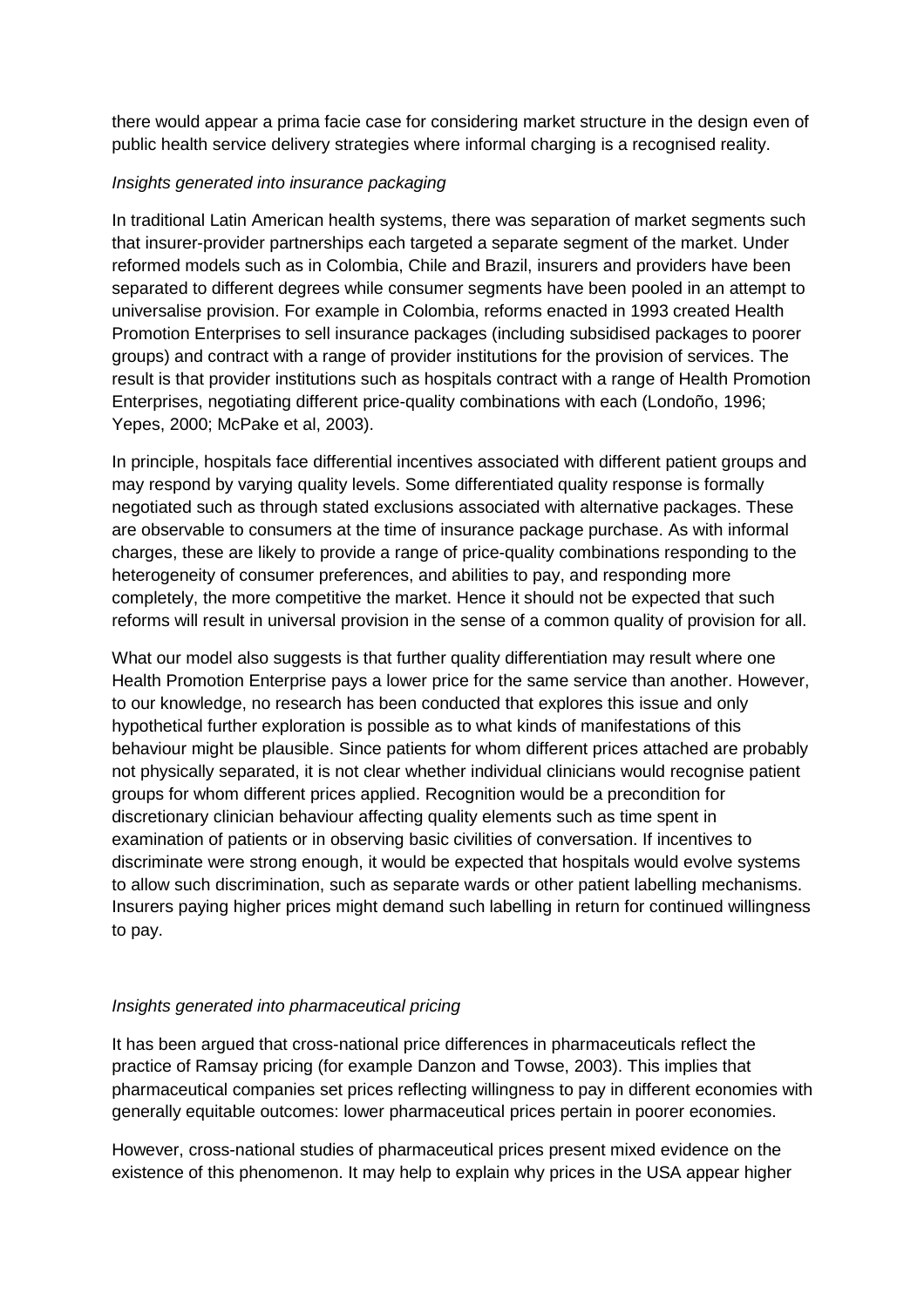there would appear a prima facie case for considering market structure in the design even of public health service delivery strategies where informal charging is a recognised reality.

*Insights generated into insurance packaging*

In traditional Latin American health systems, there was separation of market segments such that insurer-provider partnerships each targeted a separate segment of the market. Under reformed models such as in Colombia, Chile and Brazil, insurers and providers have been separated to different degrees while consumer segments have been pooled in an attempt to universalise provision. For example in Colombia, reforms enacted in 1993 created Health Promotion Enterprises to sell insurance packages (including subsidised packages to poorer groups) and contract with a range of provider institutions for the provision of services. The result is that provider institutions such as hospitals contract with a range of Health Promotion Enterprises, negotiating different price-quality combinations with each (Londoño, 1996; Yepes, 2000; McPake et al, 2003).

In principle, hospitals face differential incentives associated with different patient groups and may respond by varying quality levels. Some differentiated quality response is formally negotiated such as through stated exclusions associated with alternative packages. These are observable to consumers at the time of insurance package purchase. As with informal charges, these are likely to provide a range of price-quality combinations responding to the heterogeneity of consumer preferences, and abilities to pay, and responding more completely, the more competitive the market. Hence it should not be expected that such reforms will result in universal provision in the sense of a common quality of provision for all.

What our model also suggests is that further quality differentiation may result where one Health Promotion Enterprise pays a lower price for the same service than another. However, to our knowledge, no research has been conducted that explores this issue and only hypothetical further exploration is possible as to what kinds of manifestations of this behaviour might be plausible. Since patients for whom different prices attached are probably not physically separated, it is not clear whether individual clinicians would recognise patient groups for whom different prices applied. Recognition would be a precondition for discretionary clinician behaviour affecting quality elements such as time spent in examination of patients or in observing basic civilities of conversation. If incentives to discriminate were strong enough, it would be expected that hospitals would evolve systems to allow such discrimination, such as separate wards or other patient labelling mechanisms. Insurers paying higher prices might demand such labelling in return for continued willingness to pay.

*Insights generated into pharmaceutical pricing*

It has been argued that cross-national price differences in pharmaceuticals reflect the practice of Ramsay pricing (for example Danzon and Towse, 2003). This implies that pharmaceutical companies set prices reflecting willingness to pay in different economies with generally equitable outcomes: lower pharmaceutical prices pertain in poorer economies.

However, cross-national studies of pharmaceutical prices present mixed evidence on the existence of this phenomenon. It may help to explain why prices in the USA appear higher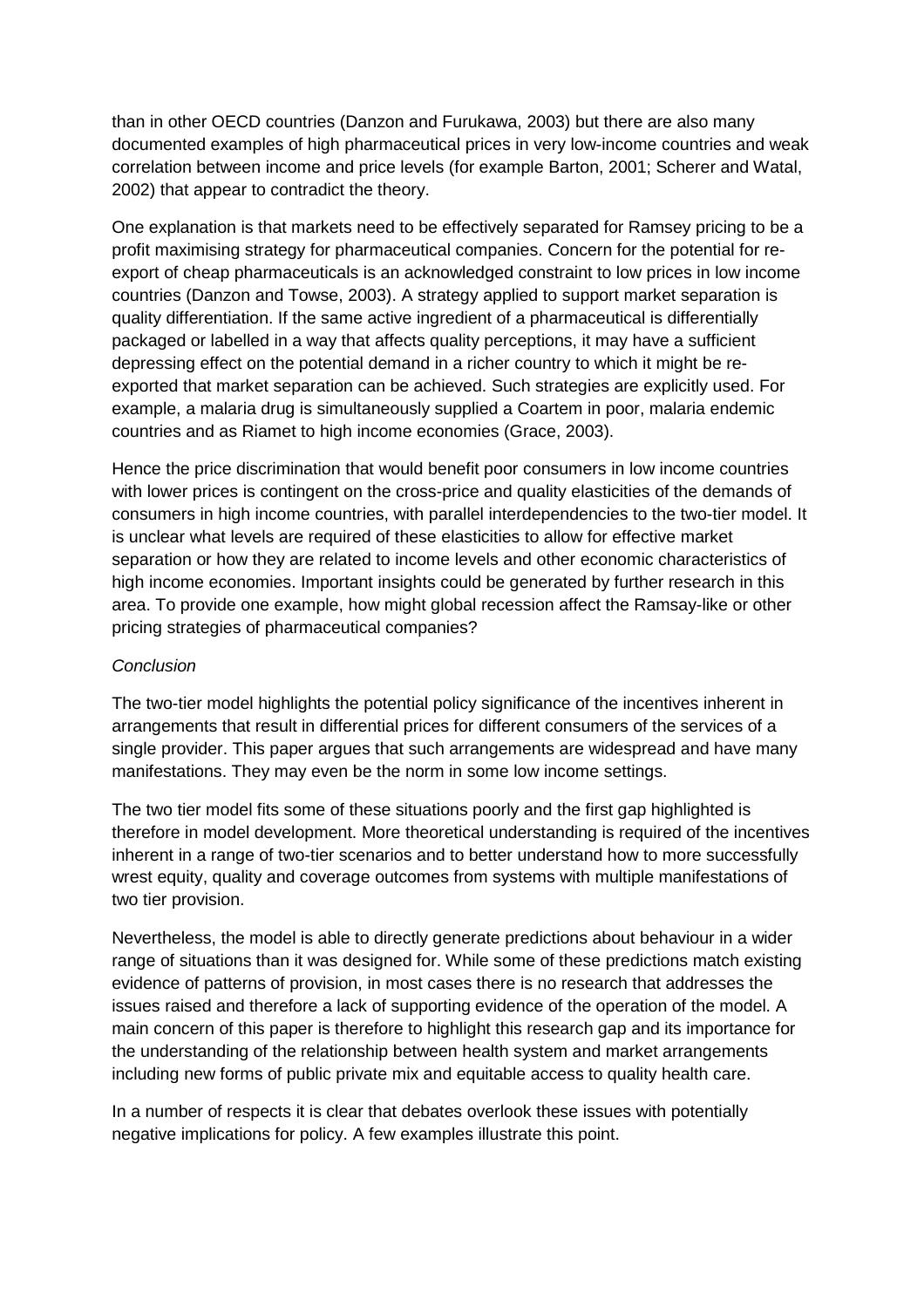than in other OECD countries (Danzon and Furukawa, 2003) but there are also many documented examples of high pharmaceutical prices in very low-income countries and weak correlation between income and price levels (for example Barton, 2001; Scherer and Watal, 2002) that appear to contradict the theory.

One explanation is that markets need to be effectively separated for Ramsey pricing to be a profit maximising strategy for pharmaceutical companies. Concern for the potential for re-export of cheap pharmaceuticals is an acknowledged constraint to low prices in low income countries (Danzon and Towse, 2003). A strategy applied to support market separation is quality differentiation. If the same active ingredient of a pharmaceutical is differentially packaged or labelled in a way that affects quality perceptions, it may have a sufficient depressing effect on the potential demand in a richer country to which it might be re-exported that market separation can be achieved. Such strategies are explicitly used. For example, a malaria drug is simultaneously supplied a Coartem in poor, malaria endemic countries and as Riamet to high income economies (Grace, 2003).

Hence the price discrimination that would benefit poor consumers in low income countries with lower prices is contingent on the cross-price and quality elasticities of the demands of consumers in high income countries, with parallel interdependencies to the two-tier model. It is unclear what levels are required of these elasticities to allow for effective market separation or how they are related to income levels and other economic characteristics of high income economies. Important insights could be generated by further research in this area. To provide one example, how might global recession affect the Ramsay-like or other pricing strategies of pharmaceutical companies?

*Conclusion*

The two-tier model highlights the potential policy significance of the incentives inherent in arrangements that result in differential prices for different consumers of the services of a single provider. This paper argues that such arrangements are widespread and have many manifestations. They may even be the norm in some low income settings.

The two tier model fits some of these situations poorly and the first gap highlighted is therefore in model development. More theoretical understanding is required of the incentives inherent in a range of two-tier scenarios and to better understand how to more successfully wrest equity, quality and coverage outcomes from systems with multiple manifestations of two tier provision.

Nevertheless, the model is able to directly generate predictions about behaviour in a wider range of situations than it was designed for. While some of these predictions match existing evidence of patterns of provision, in most cases there is no research that addresses the issues raised and therefore a lack of supporting evidence of the operation of the model. A main concern of this paper is therefore to highlight this research gap and its importance for the understanding of the relationship between health system and market arrangements including new forms of public private mix and equitable access to quality health care.

In a number of respects it is clear that debates overlook these issues with potentially negative implications for policy. A few examples illustrate this point.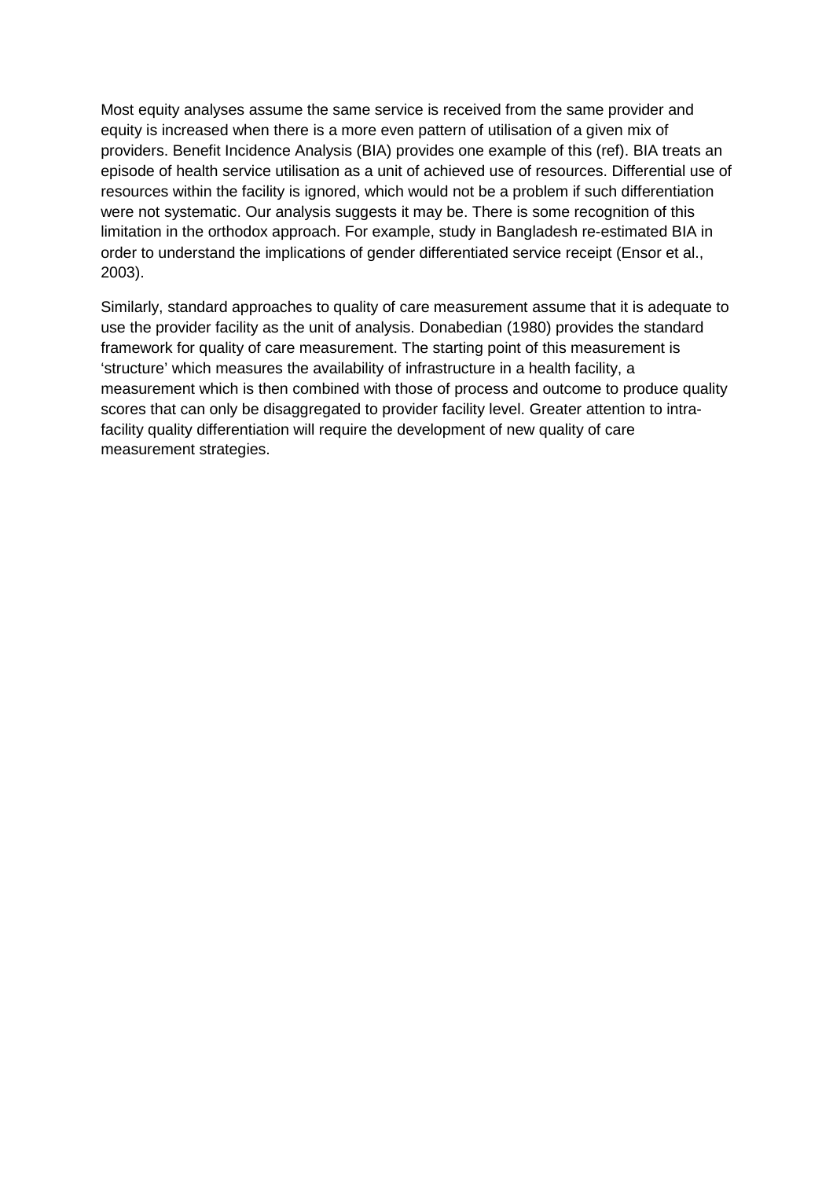Most equity analyses assume the same service is received from the same provider and equity is increased when there is a more even pattern of utilisation of a given mix of providers. Benefit Incidence Analysis (BIA) provides one example of this (ref). BIA treats an episode of health service utilisation as a unit of achieved use of resources. Differential use of resources within the facility is ignored, which would not be a problem if such differentiation were not systematic. Our analysis suggests it may be. There is some recognition of this limitation in the orthodox approach. For example, study in Bangladesh re-estimated BIA in order to understand the implications of gender differentiated service receipt (Ensor et al., 2003).

Similarly, standard approaches to quality of care measurement assume that it is adequate to use the provider facility as the unit of analysis. Donabedian (1980) provides the standard framework for quality of care measurement. The starting point of this measurement is 'structure' which measures the availability of infrastructure in a health facility, a measurement which is then combined with those of process and outcome to produce quality scores that can only be disaggregated to provider facility level. Greater attention to intra-facility quality differentiation will require the development of new quality of care measurement strategies.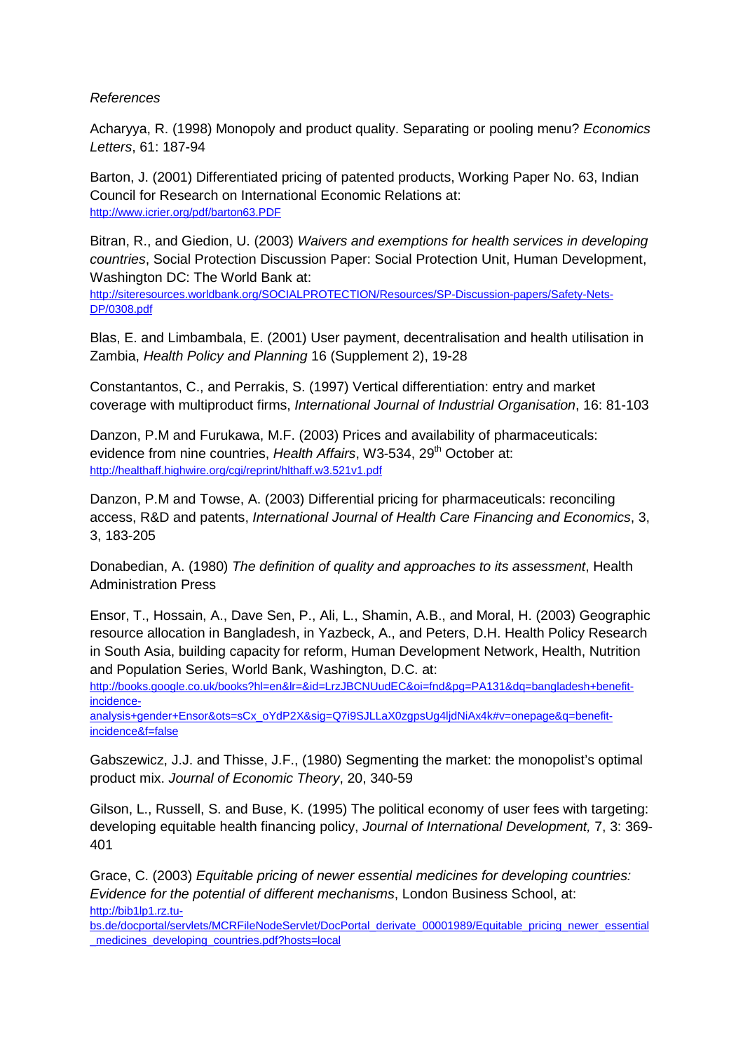*References*

Acharyya, R. (1998) Monopoly and product quality. Separating or pooling menu? *Economics Letters*, 61: 187-94

Barton, J. (2001) Differentiated pricing of patented products, Working Paper No. 63, Indian Council for Research on International Economic Relations at: http://www.icrier.org/pdf/barton63.PDF

Bitran, R., and Giedion, U. (2003) *Waivers and exemptions for health services in developing countries*, Social Protection Discussion Paper: Social Protection Unit, Human Development, Washington DC: The World Bank at: http://siteresources.worldbank.org/SOCIALPROTECTION/Resources/SP-Discussion-papers/Safety-Nets-DP/0308.pdf

Blas, E. and Limbambala, E. (2001) User payment, decentralisation and health utilisation in Zambia, *Health Policy and Planning* 16 (Supplement 2), 19-28

Constantantos, C., and Perrakis, S. (1997) Vertical differentiation: entry and market coverage with multiproduct firms, *International Journal of Industrial Organisation*, 16: 81-103

Danzon, P.M and Furukawa, M.F. (2003) Prices and availability of pharmaceuticals: evidence from nine countries, *Health Affairs*, W3-534, 29th October at: http://healthaff.highwire.org/cgi/reprint/hlthaff.w3.521v1.pdf

Danzon, P.M and Towse, A. (2003) Differential pricing for pharmaceuticals: reconciling access, R&D and patents, *International Journal of Health Care Financing and Economics*, 3, 3, 183-205

Donabedian, A. (1980) *The definition of quality and approaches to its assessment*, Health Administration Press

Ensor, T., Hossain, A., Dave Sen, P., Ali, L., Shamin, A.B., and Moral, H. (2003) Geographic resource allocation in Bangladesh, in Yazbeck, A., and Peters, D.H. Health Policy Research in South Asia, building capacity for reform, Human Development Network, Health, Nutrition and Population Series, World Bank, Washington, D.C. at: http://books.google.co.uk/books?hl=en&lr=&id=LrzJBCNUudEC&oi=fnd&pg=PA131&dq=bangladesh+benefit-incidence-analysis+gender+Ensor&ots=sCx_oYdP2X&sig=Q7i9SJLLaX0zgpsUg4ljdNiAx4k#v=onepage&q=benefit-incidence&f=false

Gabszewicz, J.J. and Thisse, J.F., (1980) Segmenting the market: the monopolist's optimal product mix. *Journal of Economic Theory*, 20, 340-59

Gilson, L., Russell, S. and Buse, K. (1995) The political economy of user fees with targeting: developing equitable health financing policy, *Journal of International Development,* 7, 3: 369-401

Grace, C. (2003) *Equitable pricing of newer essential medicines for developing countries: Evidence for the potential of different mechanisms*, London Business School, at: http://bib1lp1.rz.tu-bs.de/docportal/servlets/MCRFileNodeServlet/DocPortal_derivate_00001989/Equitable_pricing_newer_essential_medicines_developing_countries.pdf?hosts=local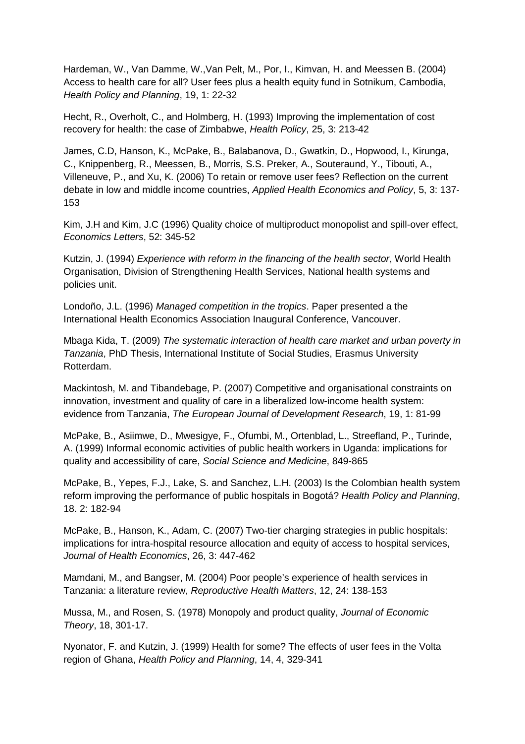Hardeman, W., Van Damme, W.,Van Pelt, M., Por, I., Kimvan, H. and Meessen B. (2004) Access to health care for all? User fees plus a health equity fund in Sotnikum, Cambodia, *Health Policy and Planning*, 19, 1: 22-32

Hecht, R., Overholt, C., and Holmberg, H. (1993) Improving the implementation of cost recovery for health: the case of Zimbabwe, *Health Policy*, 25, 3: 213-42

James, C.D, Hanson, K., McPake, B., Balabanova, D., Gwatkin, D., Hopwood, I., Kirunga, C., Knippenberg, R., Meessen, B., Morris, S.S. Preker, A., Souteraund, Y., Tibouti, A., Villeneuve, P., and Xu, K. (2006) To retain or remove user fees? Reflection on the current debate in low and middle income countries, *Applied Health Economics and Policy*, 5, 3: 137-153

Kim, J.H and Kim, J.C (1996) Quality choice of multiproduct monopolist and spill-over effect, *Economics Letters*, 52: 345-52

Kutzin, J. (1994) *Experience with reform in the financing of the health sector*, World Health Organisation, Division of Strengthening Health Services, National health systems and policies unit.

Londoño, J.L. (1996) *Managed competition in the tropics*. Paper presented a the International Health Economics Association Inaugural Conference, Vancouver.

Mbaga Kida, T. (2009) *The systematic interaction of health care market and urban poverty in Tanzania*, PhD Thesis, International Institute of Social Studies, Erasmus University Rotterdam.

Mackintosh, M. and Tibandebage, P. (2007) Competitive and organisational constraints on innovation, investment and quality of care in a liberalized low-income health system: evidence from Tanzania, *The European Journal of Development Research*, 19, 1: 81-99

McPake, B., Asiimwe, D., Mwesigye, F., Ofumbi, M., Ortenblad, L., Streefland, P., Turinde, A. (1999) Informal economic activities of public health workers in Uganda: implications for quality and accessibility of care, *Social Science and Medicine*, 849-865

McPake, B., Yepes, F.J., Lake, S. and Sanchez, L.H. (2003) Is the Colombian health system reform improving the performance of public hospitals in Bogotá? *Health Policy and Planning*, 18. 2: 182-94

McPake, B., Hanson, K., Adam, C. (2007) Two-tier charging strategies in public hospitals: implications for intra-hospital resource allocation and equity of access to hospital services, *Journal of Health Economics*, 26, 3: 447-462

Mamdani, M., and Bangser, M. (2004) Poor people's experience of health services in Tanzania: a literature review, *Reproductive Health Matters*, 12, 24: 138-153

Mussa, M., and Rosen, S. (1978) Monopoly and product quality, *Journal of Economic Theory*, 18, 301-17.

Nyonator, F. and Kutzin, J. (1999) Health for some? The effects of user fees in the Volta region of Ghana, *Health Policy and Planning*, 14, 4, 329-341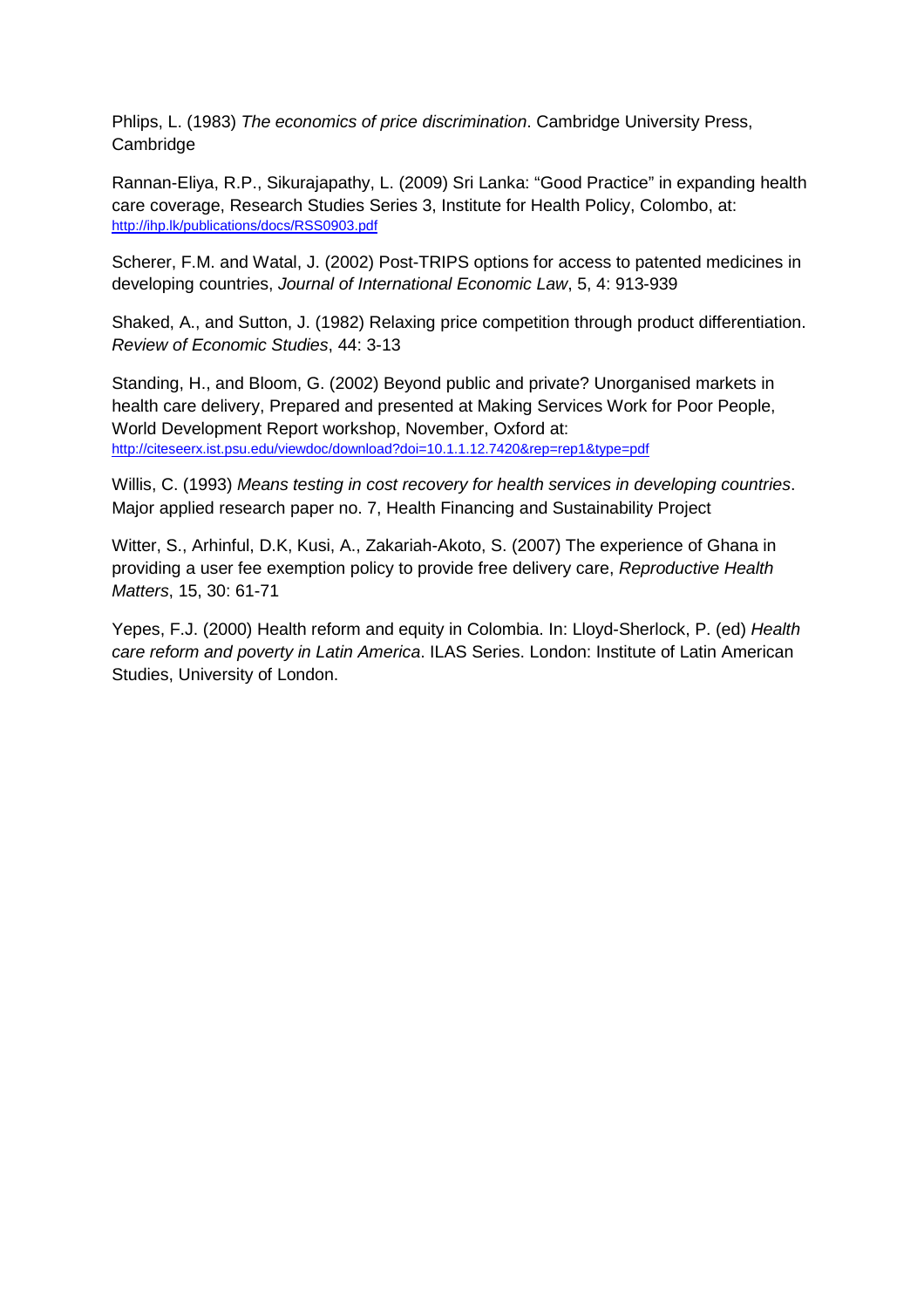Phlips, L. (1983) *The economics of price discrimination*. Cambridge University Press, Cambridge

Rannan-Eliya, R.P., Sikurajapathy, L. (2009) Sri Lanka: "Good Practice" in expanding health care coverage, Research Studies Series 3, Institute for Health Policy, Colombo, at: http://ihp.lk/publications/docs/RSS0903.pdf

Scherer, F.M. and Watal, J. (2002) Post-TRIPS options for access to patented medicines in developing countries, *Journal of International Economic Law*, 5, 4: 913-939

Shaked, A., and Sutton, J. (1982) Relaxing price competition through product differentiation. *Review of Economic Studies*, 44: 3-13

Standing, H., and Bloom, G. (2002) Beyond public and private? Unorganised markets in health care delivery, Prepared and presented at Making Services Work for Poor People, World Development Report workshop, November, Oxford at: http://citeseerx.ist.psu.edu/viewdoc/download?doi=10.1.1.12.7420&rep=rep1&type=pdf

Willis, C. (1993) *Means testing in cost recovery for health services in developing countries*. Major applied research paper no. 7, Health Financing and Sustainability Project

Witter, S., Arhinful, D.K, Kusi, A., Zakariah-Akoto, S. (2007) The experience of Ghana in providing a user fee exemption policy to provide free delivery care, *Reproductive Health Matters*, 15, 30: 61-71

Yepes, F.J. (2000) Health reform and equity in Colombia. In: Lloyd-Sherlock, P. (ed) *Health care reform and poverty in Latin America*. ILAS Series. London: Institute of Latin American Studies, University of London.